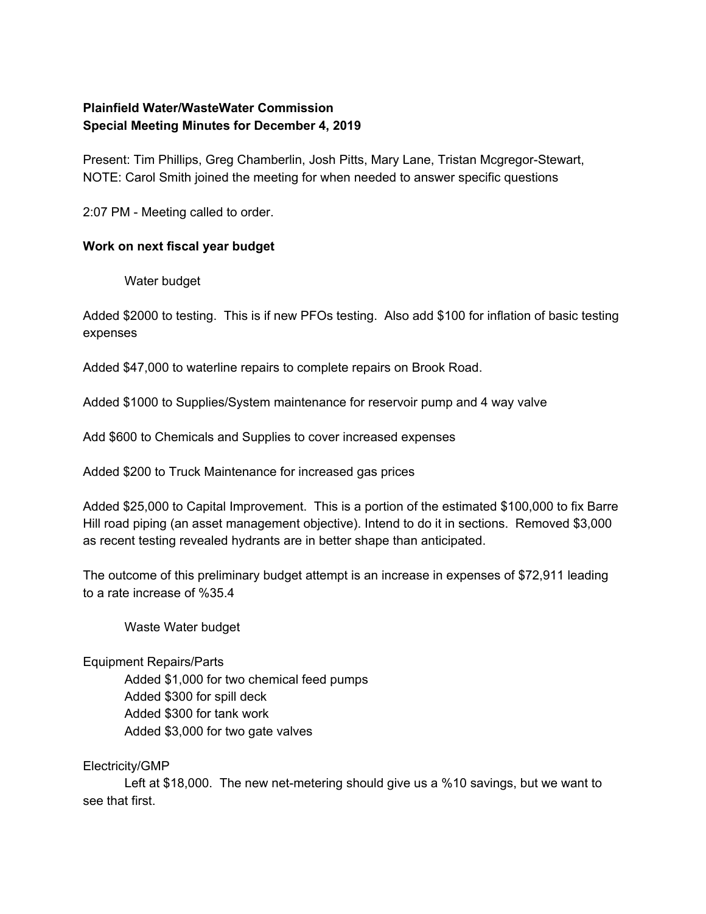**Plainfield Water/WasteWater Commission**
**Special Meeting Minutes for December 4, 2019**

Present: Tim Phillips, Greg Chamberlin, Josh Pitts, Mary Lane, Tristan Mcgregor-Stewart,
NOTE: Carol Smith joined the meeting for when needed to answer specific questions

2:07 PM - Meeting called to order.

**Work on next fiscal year budget**

Water budget

Added $2000 to testing. This is if new PFOs testing. Also add $100 for inflation of basic testing expenses

Added $47,000 to waterline repairs to complete repairs on Brook Road.

Added $1000 to Supplies/System maintenance for reservoir pump and 4 way valve

Add $600 to Chemicals and Supplies to cover increased expenses

Added $200 to Truck Maintenance for increased gas prices

Added $25,000 to Capital Improvement. This is a portion of the estimated $100,000 to fix Barre Hill road piping (an asset management objective). Intend to do it in sections. Removed $3,000 as recent testing revealed hydrants are in better shape than anticipated.

The outcome of this preliminary budget attempt is an increase in expenses of $72,911 leading to a rate increase of %35.4

Waste Water budget

Equipment Repairs/Parts

- Added $1,000 for two chemical feed pumps
- Added $300 for spill deck
- Added $300 for tank work
- Added $3,000 for two gate valves

Electricity/GMP

Left at $18,000. The new net-metering should give us a %10 savings, but we want to see that first.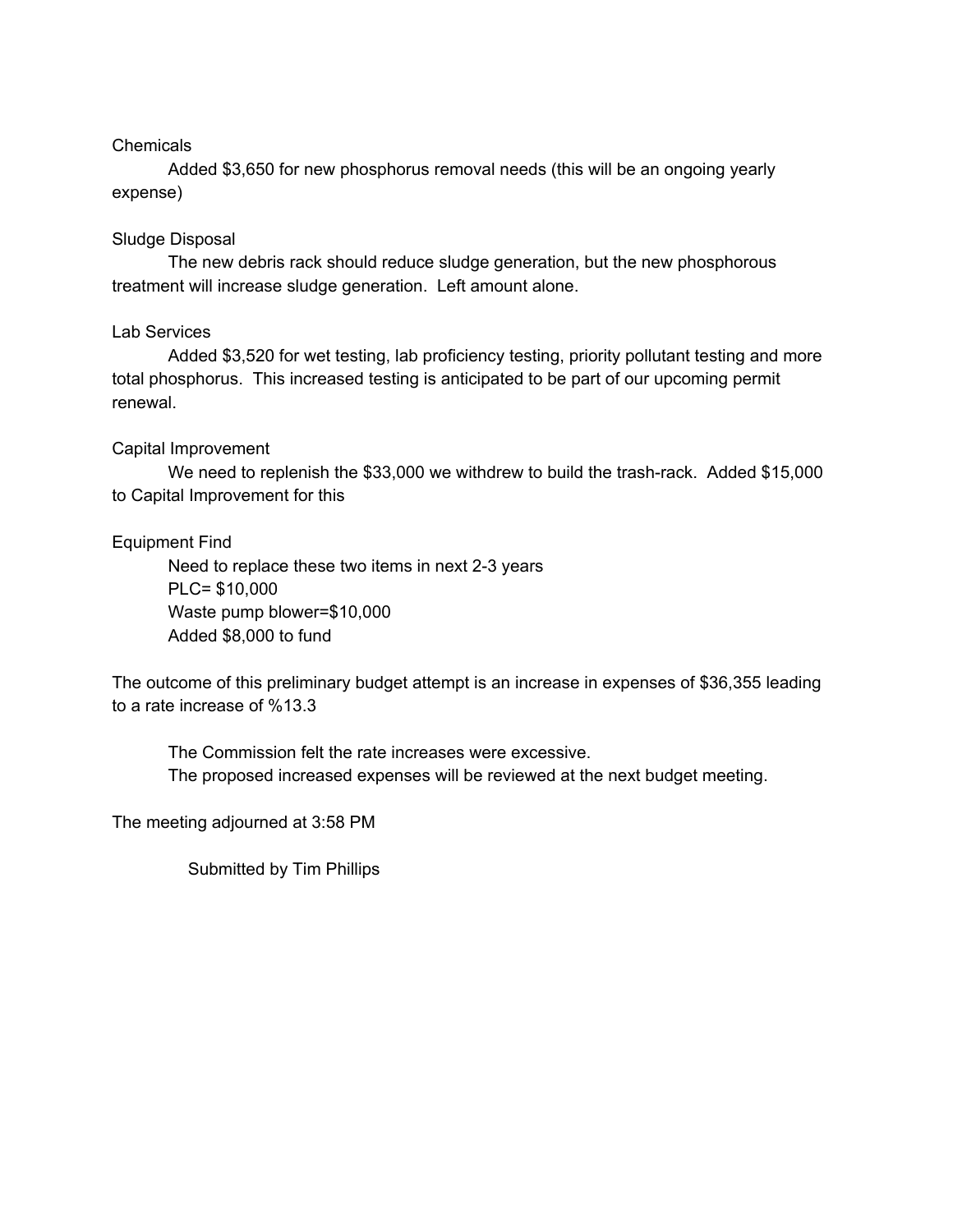Chemicals

Added $3,650 for new phosphorus removal needs (this will be an ongoing yearly expense)

Sludge Disposal

The new debris rack should reduce sludge generation, but the new phosphorous treatment will increase sludge generation. Left amount alone.

Lab Services

Added $3,520 for wet testing, lab proficiency testing, priority pollutant testing and more total phosphorus. This increased testing is anticipated to be part of our upcoming permit renewal.

Capital Improvement

We need to replenish the $33,000 we withdrew to build the trash-rack. Added $15,000 to Capital Improvement for this

Equipment Find

Need to replace these two items in next 2-3 years
PLC= $10,000
Waste pump blower=$10,000
Added $8,000 to fund

The outcome of this preliminary budget attempt is an increase in expenses of $36,355 leading to a rate increase of %13.3

The Commission felt the rate increases were excessive.
The proposed increased expenses will be reviewed at the next budget meeting.

The meeting adjourned at 3:58 PM

Submitted by Tim Phillips